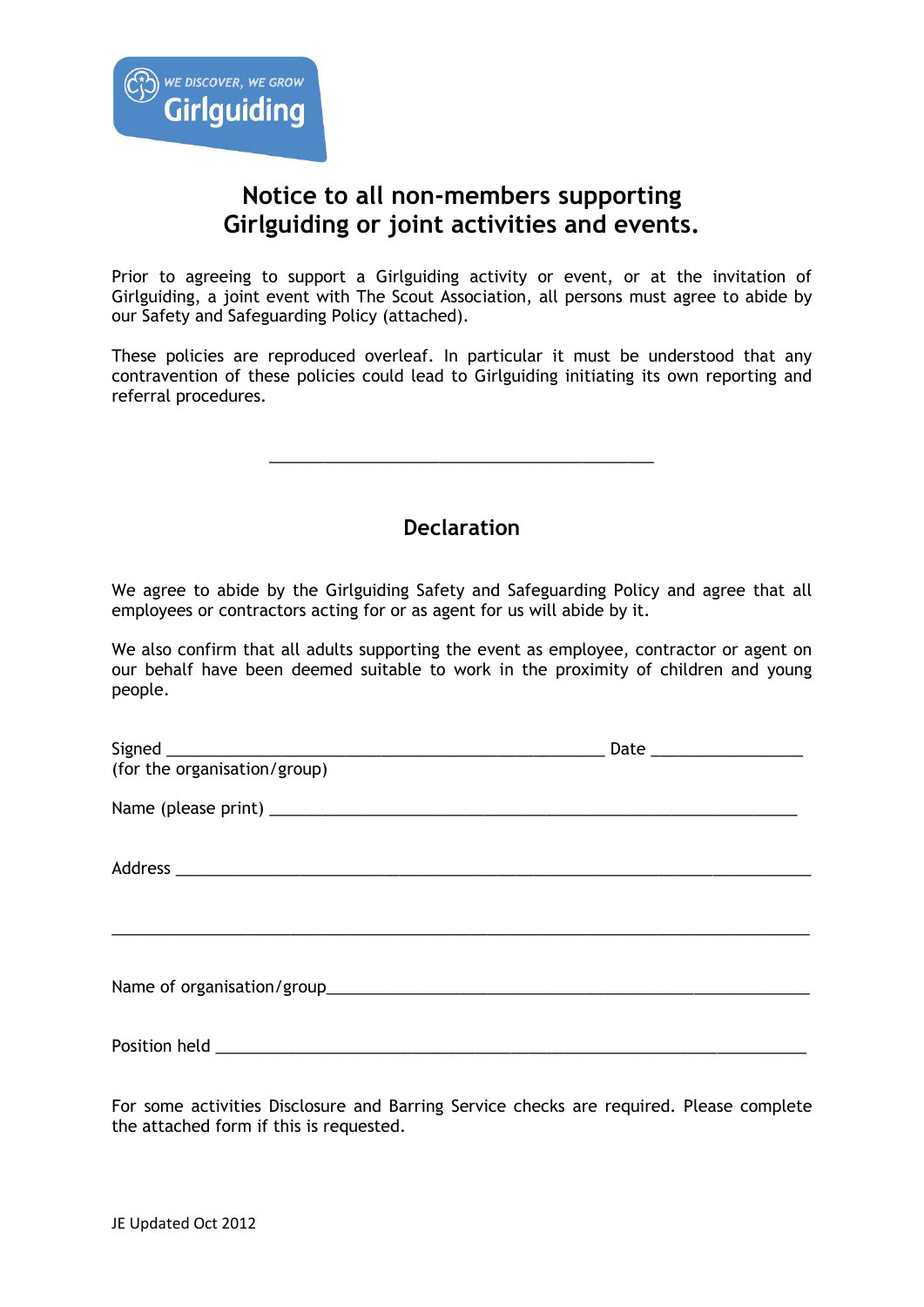WE DISCOVER, WE GROW
Girlguiding

# Notice to all non-members supporting Girlguiding or joint activities and events.

Prior to agreeing to support a Girlguiding activity or event, or at the invitation of Girlguiding, a joint event with The Scout Association, all persons must agree to abide by our Safety and Safeguarding Policy (attached).

These policies are reproduced overleaf. In particular it must be understood that any contravention of these policies could lead to Girlguiding initiating its own reporting and referral procedures.

---

## Declaration

We agree to abide by the Girlguiding Safety and Safeguarding Policy and agree that all employees or contractors acting for or as agent for us will abide by it.

We also confirm that all adults supporting the event as employee, contractor or agent on our behalf have been deemed suitable to work in the proximity of children and young people.

Signed ______________________________________________ Date ________________
(for the organisation/group)

Name (please print) ______________________________________________________

Address ______________________________________________________________

______________________________________________________________________

Name of organisation/group_______________________________________________

Position held __________________________________________________________

For some activities Disclosure and Barring Service checks are required. Please complete the attached form if this is requested.

JE Updated Oct 2012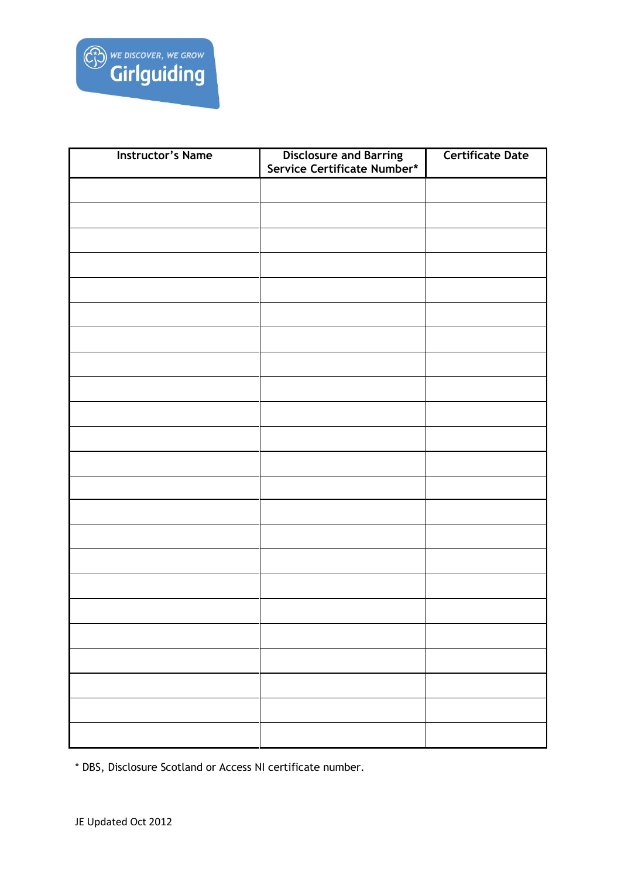| Instructor's Name | Disclosure and Barring Service Certificate Number* | Certificate Date |
|---|---|---|
| | | |
| | | |
| | | |
| | | |
| | | |
| | | |
| | | |
| | | |
| | | |
| | | |
| | | |
| | | |
| | | |
| | | |
| | | |
| | | |
| | | |
| | | |
| | | |
| | | |
| | | |
| | | |
| | | |
| | | |

* DBS, Disclosure Scotland or Access NI certificate number.

JE Updated Oct 2012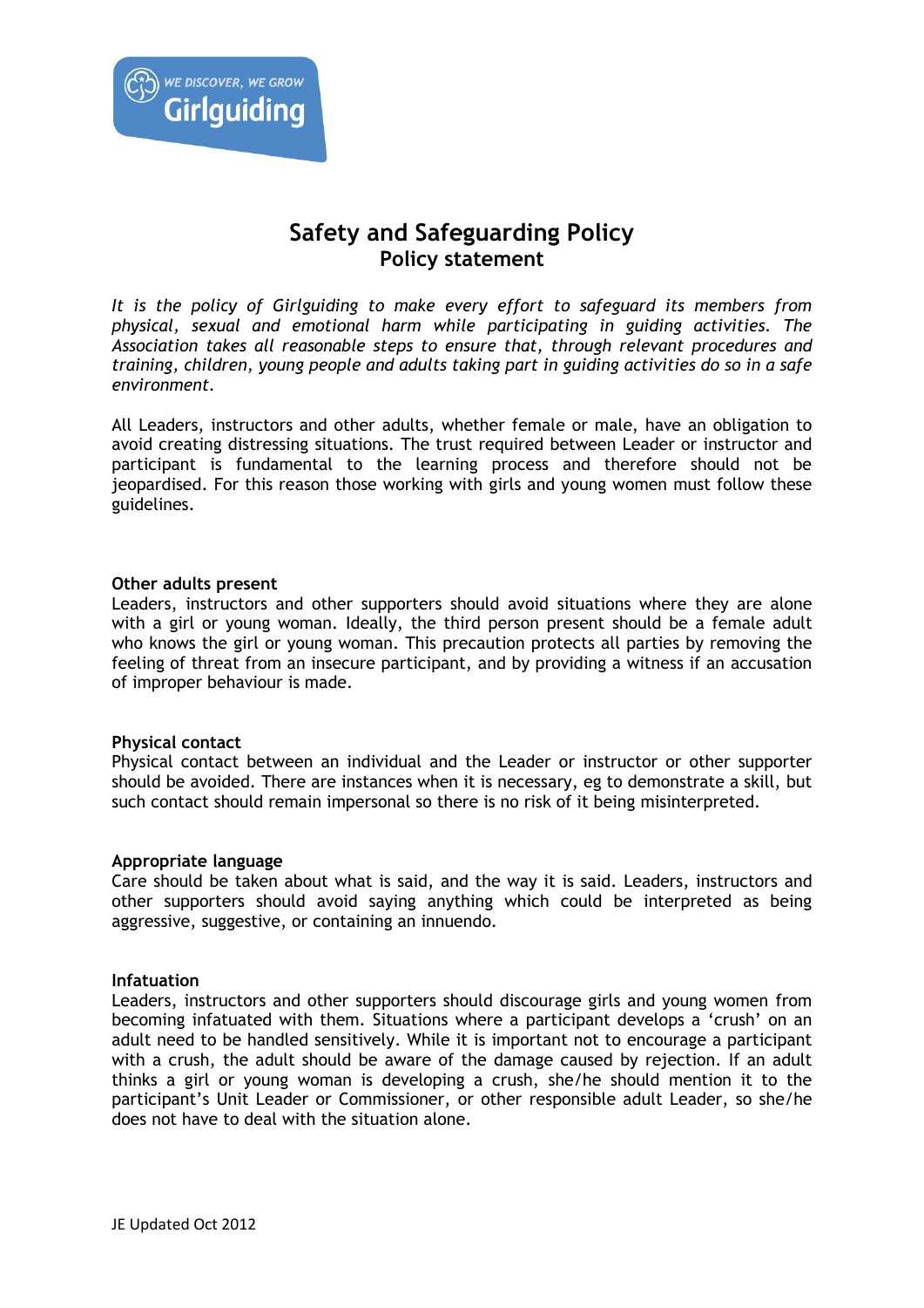# Safety and Safeguarding Policy

## Policy statement

*It is the policy of Girlguiding to make every effort to safeguard its members from physical, sexual and emotional harm while participating in guiding activities. The Association takes all reasonable steps to ensure that, through relevant procedures and training, children, young people and adults taking part in guiding activities do so in a safe environment.*

All Leaders, instructors and other adults, whether female or male, have an obligation to avoid creating distressing situations. The trust required between Leader or instructor and participant is fundamental to the learning process and therefore should not be jeopardised. For this reason those working with girls and young women must follow these guidelines.

**Other adults present**
Leaders, instructors and other supporters should avoid situations where they are alone with a girl or young woman. Ideally, the third person present should be a female adult who knows the girl or young woman. This precaution protects all parties by removing the feeling of threat from an insecure participant, and by providing a witness if an accusation of improper behaviour is made.

**Physical contact**
Physical contact between an individual and the Leader or instructor or other supporter should be avoided. There are instances when it is necessary, eg to demonstrate a skill, but such contact should remain impersonal so there is no risk of it being misinterpreted.

**Appropriate language**
Care should be taken about what is said, and the way it is said. Leaders, instructors and other supporters should avoid saying anything which could be interpreted as being aggressive, suggestive, or containing an innuendo.

**Infatuation**
Leaders, instructors and other supporters should discourage girls and young women from becoming infatuated with them. Situations where a participant develops a 'crush' on an adult need to be handled sensitively. While it is important not to encourage a participant with a crush, the adult should be aware of the damage caused by rejection. If an adult thinks a girl or young woman is developing a crush, she/he should mention it to the participant's Unit Leader or Commissioner, or other responsible adult Leader, so she/he does not have to deal with the situation alone.

JE Updated Oct 2012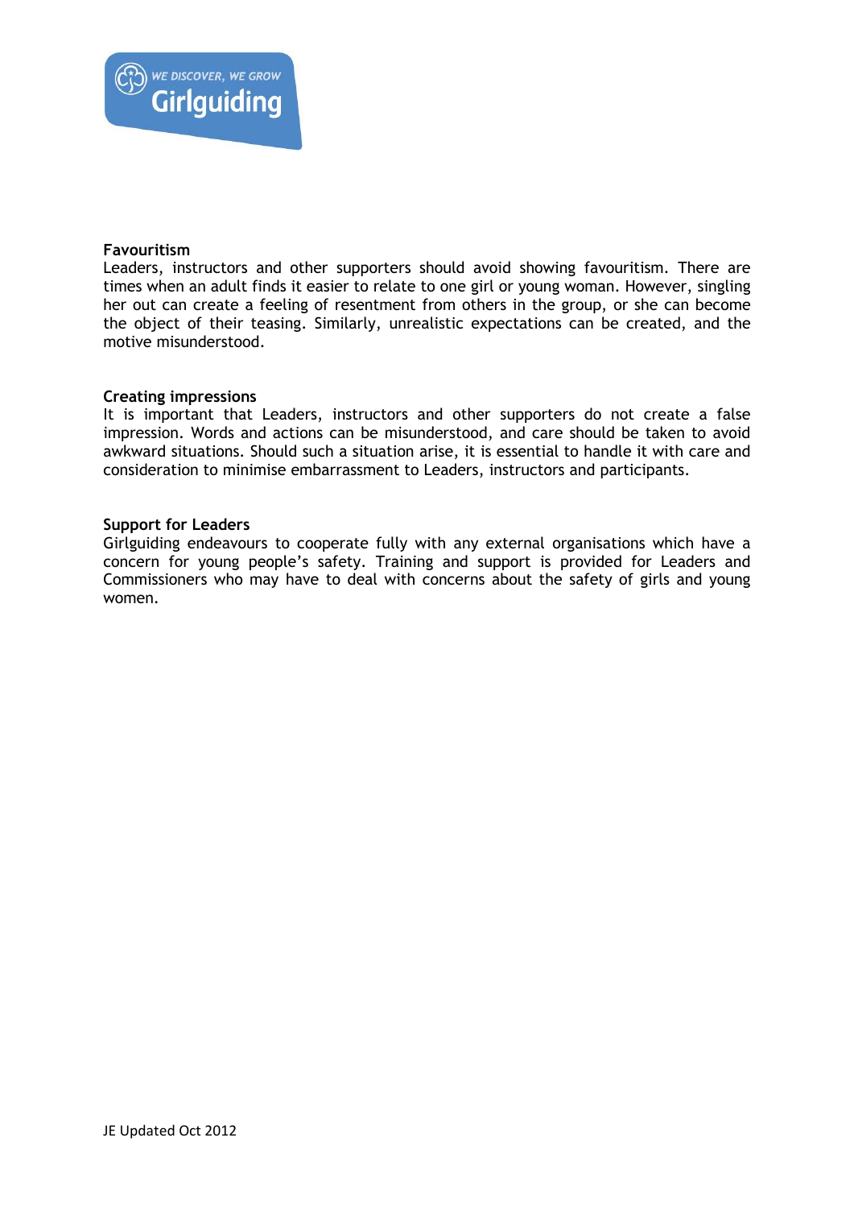**Favouritism**

Leaders, instructors and other supporters should avoid showing favouritism. There are times when an adult finds it easier to relate to one girl or young woman. However, singling her out can create a feeling of resentment from others in the group, or she can become the object of their teasing. Similarly, unrealistic expectations can be created, and the motive misunderstood.

**Creating impressions**

It is important that Leaders, instructors and other supporters do not create a false impression. Words and actions can be misunderstood, and care should be taken to avoid awkward situations. Should such a situation arise, it is essential to handle it with care and consideration to minimise embarrassment to Leaders, instructors and participants.

**Support for Leaders**

Girlguiding endeavours to cooperate fully with any external organisations which have a concern for young people's safety. Training and support is provided for Leaders and Commissioners who may have to deal with concerns about the safety of girls and young women.

JE Updated Oct 2012